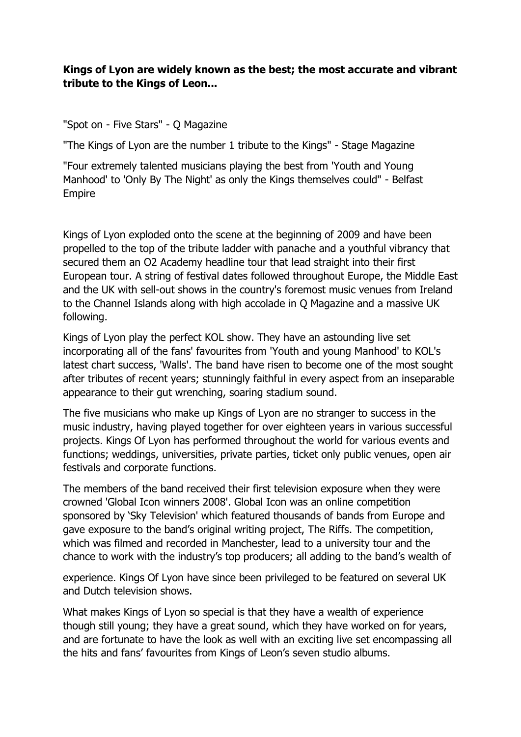**Kings of Lyon are widely known as the best; the most accurate and vibrant tribute to the Kings of Leon...**

"Spot on - Five Stars" - Q Magazine

"The Kings of Lyon are the number 1 tribute to the Kings" - Stage Magazine

"Four extremely talented musicians playing the best from 'Youth and Young Manhood' to 'Only By The Night' as only the Kings themselves could" - Belfast Empire

Kings of Lyon exploded onto the scene at the beginning of 2009 and have been propelled to the top of the tribute ladder with panache and a youthful vibrancy that secured them an O2 Academy headline tour that lead straight into their first European tour. A string of festival dates followed throughout Europe, the Middle East and the UK with sell-out shows in the country's foremost music venues from Ireland to the Channel Islands along with high accolade in Q Magazine and a massive UK following.

Kings of Lyon play the perfect KOL show. They have an astounding live set incorporating all of the fans' favourites from 'Youth and young Manhood' to KOL's latest chart success, 'Walls'. The band have risen to become one of the most sought after tributes of recent years; stunningly faithful in every aspect from an inseparable appearance to their gut wrenching, soaring stadium sound.

The five musicians who make up Kings of Lyon are no stranger to success in the music industry, having played together for over eighteen years in various successful projects. Kings Of Lyon has performed throughout the world for various events and functions; weddings, universities, private parties, ticket only public venues, open air festivals and corporate functions.

The members of the band received their first television exposure when they were crowned 'Global Icon winners 2008'. Global Icon was an online competition sponsored by 'Sky Television' which featured thousands of bands from Europe and gave exposure to the band's original writing project, The Riffs. The competition, which was filmed and recorded in Manchester, lead to a university tour and the chance to work with the industry's top producers; all adding to the band's wealth of experience. Kings Of Lyon have since been privileged to be featured on several UK and Dutch television shows.

What makes Kings of Lyon so special is that they have a wealth of experience though still young; they have a great sound, which they have worked on for years, and are fortunate to have the look as well with an exciting live set encompassing all the hits and fans' favourites from Kings of Leon's seven studio albums.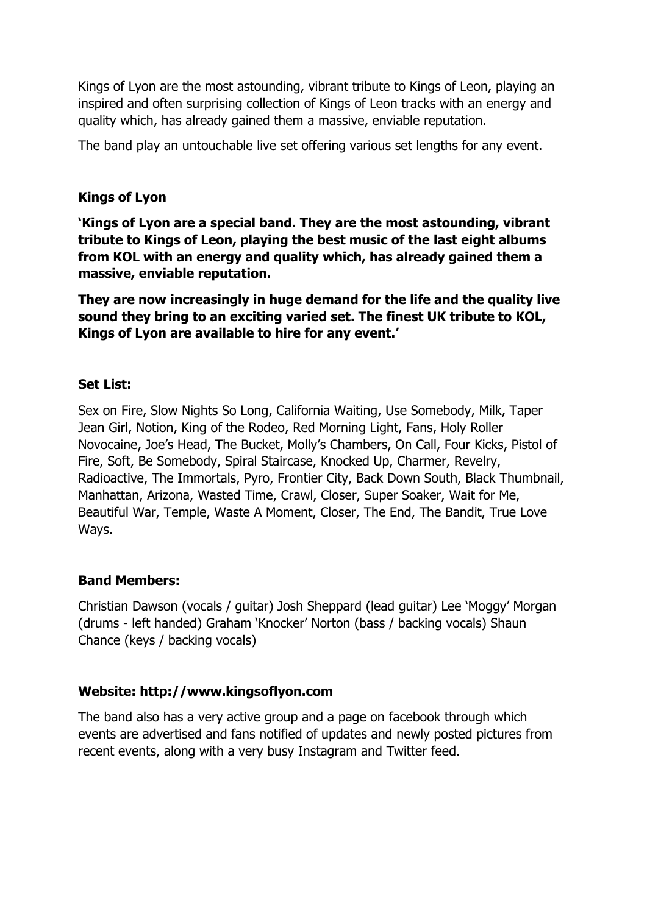Kings of Lyon are the most astounding, vibrant tribute to Kings of Leon, playing an inspired and often surprising collection of Kings of Leon tracks with an energy and quality which, has already gained them a massive, enviable reputation.

The band play an untouchable live set offering various set lengths for any event.

**Kings of Lyon**

**'Kings of Lyon are a special band. They are the most astounding, vibrant tribute to Kings of Leon, playing the best music of the last eight albums from KOL with an energy and quality which, has already gained them a massive, enviable reputation.**

**They are now increasingly in huge demand for the life and the quality live sound they bring to an exciting varied set. The finest UK tribute to KOL, Kings of Lyon are available to hire for any event.'**

**Set List:**

Sex on Fire, Slow Nights So Long, California Waiting, Use Somebody, Milk, Taper Jean Girl, Notion, King of the Rodeo, Red Morning Light, Fans, Holy Roller Novocaine, Joe's Head, The Bucket, Molly's Chambers, On Call, Four Kicks, Pistol of Fire, Soft, Be Somebody, Spiral Staircase, Knocked Up, Charmer, Revelry, Radioactive, The Immortals, Pyro, Frontier City, Back Down South, Black Thumbnail, Manhattan, Arizona, Wasted Time, Crawl, Closer, Super Soaker, Wait for Me, Beautiful War, Temple, Waste A Moment, Closer, The End, The Bandit, True Love Ways.

**Band Members:**

Christian Dawson (vocals / guitar) Josh Sheppard (lead guitar) Lee 'Moggy' Morgan (drums - left handed) Graham 'Knocker' Norton (bass / backing vocals) Shaun Chance (keys / backing vocals)

**Website: http://www.kingsoflyon.com**

The band also has a very active group and a page on facebook through which events are advertised and fans notified of updates and newly posted pictures from recent events, along with a very busy Instagram and Twitter feed.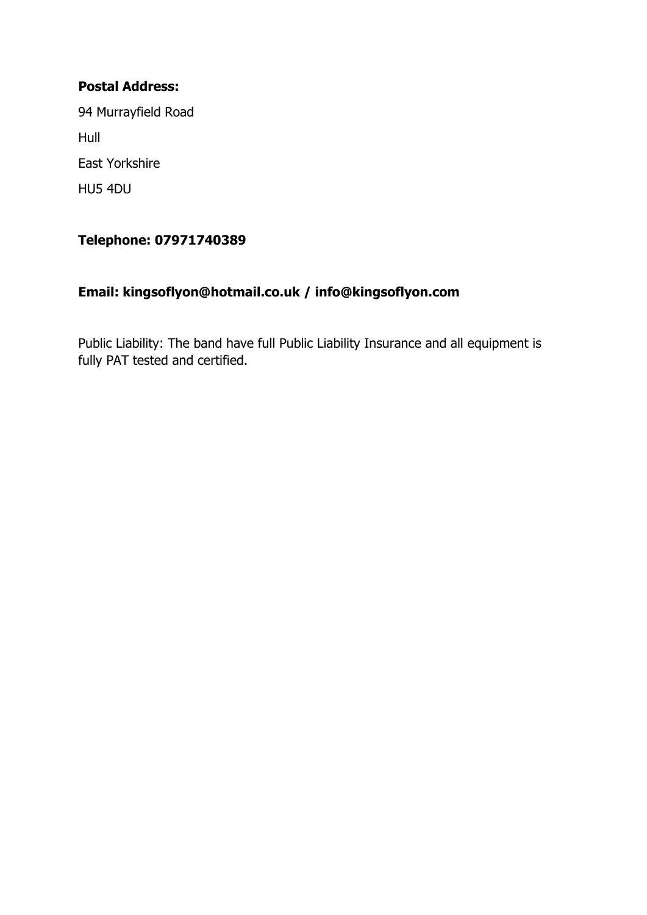**Postal Address:**

94 Murrayfield Road

Hull

East Yorkshire

HU5 4DU

**Telephone: 07971740389**

**Email: kingsoflyon@hotmail.co.uk / info@kingsoflyon.com**

Public Liability: The band have full Public Liability Insurance and all equipment is fully PAT tested and certified.